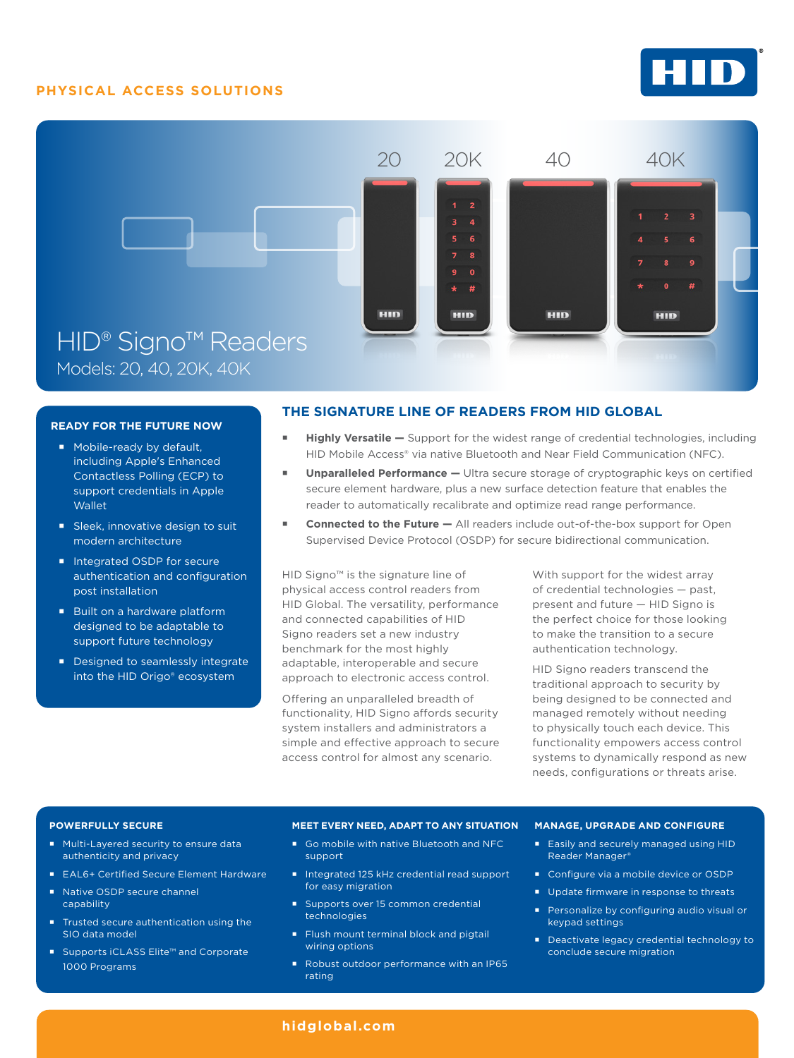PHYSICAL ACCESS SOLUTIONS

# HID® Signo™ Readers

Models: 20, 40, 20K, 40K

## READY FOR THE FUTURE NOW

- Mobile-ready by default, including Apple's Enhanced Contactless Polling (ECP) to support credentials in Apple Wallet
- Sleek, innovative design to suit modern architecture
- Integrated OSDP for secure authentication and configuration post installation
- Built on a hardware platform designed to be adaptable to support future technology
- Designed to seamlessly integrate into the HID Origo® ecosystem

## THE SIGNATURE LINE OF READERS FROM HID GLOBAL

- **Highly Versatile —** Support for the widest range of credential technologies, including HID Mobile Access® via native Bluetooth and Near Field Communication (NFC).
- **Unparalleled Performance —** Ultra secure storage of cryptographic keys on certified secure element hardware, plus a new surface detection feature that enables the reader to automatically recalibrate and optimize read range performance.
- **Connected to the Future —** All readers include out-of-the-box support for Open Supervised Device Protocol (OSDP) for secure bidirectional communication.

HID Signo™ is the signature line of physical access control readers from HID Global. The versatility, performance and connected capabilities of HID Signo readers set a new industry benchmark for the most highly adaptable, interoperable and secure approach to electronic access control.

Offering an unparalleled breadth of functionality, HID Signo affords security system installers and administrators a simple and effective approach to secure access control for almost any scenario.

With support for the widest array of credential technologies — past, present and future — HID Signo is the perfect choice for those looking to make the transition to a secure authentication technology.

HID Signo readers transcend the traditional approach to security by being designed to be connected and managed remotely without needing to physically touch each device. This functionality empowers access control systems to dynamically respond as new needs, configurations or threats arise.

### POWERFULLY SECURE

- Multi-Layered security to ensure data authenticity and privacy
- EAL6+ Certified Secure Element Hardware
- Native OSDP secure channel capability
- Trusted secure authentication using the SIO data model
- Supports iCLASS Elite™ and Corporate 1000 Programs

### MEET EVERY NEED, ADAPT TO ANY SITUATION

- Go mobile with native Bluetooth and NFC support
- Integrated 125 kHz credential read support for easy migration
- Supports over 15 common credential technologies
- Flush mount terminal block and pigtail wiring options
- Robust outdoor performance with an IP65 rating

### MANAGE, UPGRADE AND CONFIGURE

- Easily and securely managed using HID Reader Manager®
- Configure via a mobile device or OSDP
- Update firmware in response to threats
- Personalize by configuring audio visual or keypad settings
- Deactivate legacy credential technology to conclude secure migration

hidglobal.com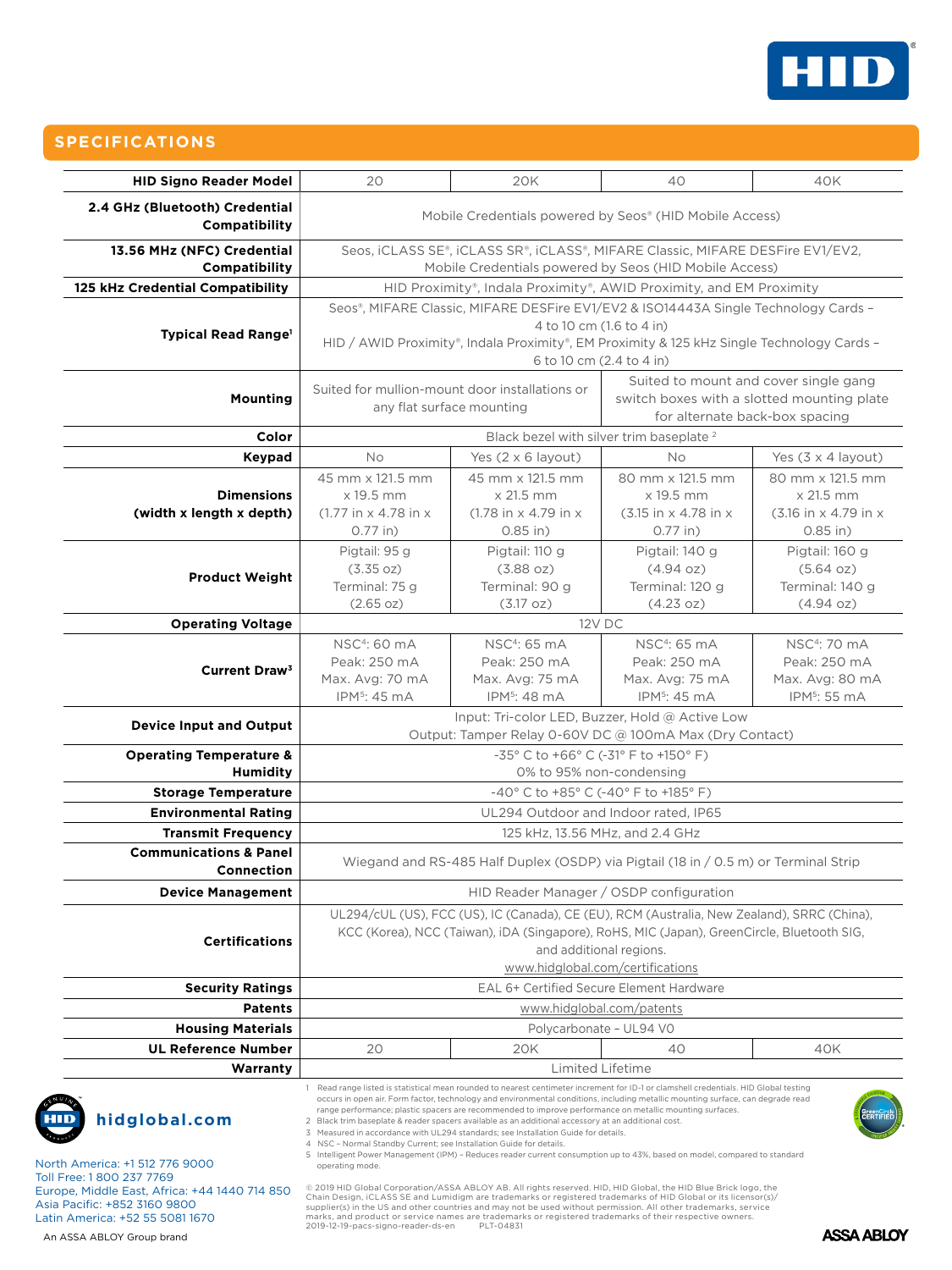## SPECIFICATIONS

| HID Signo Reader Model | 20 | 20K | 40 | 40K |
|---|---|---|---|---|
| 2.4 GHz (Bluetooth) Credential Compatibility | Mobile Credentials powered by Seos® (HID Mobile Access) | | | |
| 13.56 MHz (NFC) Credential Compatibility | Seos, iCLASS SE®, iCLASS SR®, iCLASS®, MIFARE Classic, MIFARE DESFire EV1/EV2, Mobile Credentials powered by Seos (HID Mobile Access) | | | |
| 125 kHz Credential Compatibility | HID Proximity®, Indala Proximity®, AWID Proximity, and EM Proximity | | | |
| Typical Read Range[1] | Seos®, MIFARE Classic, MIFARE DESFire EV1/EV2 & ISO14443A Single Technology Cards – 4 to 10 cm (1.6 to 4 in) HID / AWID Proximity®, Indala Proximity®, EM Proximity & 125 kHz Single Technology Cards – 6 to 10 cm (2.4 to 4 in) | | | |
| Mounting | Suited for mullion-mount door installations or any flat surface mounting | | Suited to mount and cover single gang switch boxes with a slotted mounting plate for alternate back-box spacing | |
| Color | Black bezel with silver trim baseplate [2] | | | |
| Keypad | No | Yes (2 x 6 layout) | No | Yes (3 x 4 layout) |
| Dimensions (width x length x depth) | 45 mm x 121.5 mm x 19.5 mm (1.77 in x 4.78 in x 0.77 in) | 45 mm x 121.5 mm x 21.5 mm (1.78 in x 4.79 in x 0.85 in) | 80 mm x 121.5 mm x 19.5 mm (3.15 in x 4.78 in x 0.77 in) | 80 mm x 121.5 mm x 21.5 mm (3.16 in x 4.79 in x 0.85 in) |
| Product Weight | Pigtail: 95 g (3.35 oz) Terminal: 75 g (2.65 oz) | Pigtail: 110 g (3.88 oz) Terminal: 90 g (3.17 oz) | Pigtail: 140 g (4.94 oz) Terminal: 120 g (4.23 oz) | Pigtail: 160 g (5.64 oz) Terminal: 140 g (4.94 oz) |
| Operating Voltage | 12V DC | | | |
| Current Draw[3] | NSC[4]: 60 mA Peak: 250 mA Max. Avg: 70 mA IPM[5]: 45 mA | NSC[4]: 65 mA Peak: 250 mA Max. Avg: 75 mA IPM[5]: 48 mA | NSC[4]: 65 mA Peak: 250 mA Max. Avg: 75 mA IPM[5]: 45 mA | NSC[4]: 70 mA Peak: 250 mA Max. Avg: 80 mA IPM[5]: 55 mA |
| Device Input and Output | Input: Tri-color LED, Buzzer, Hold @ Active Low Output: Tamper Relay 0-60V DC @ 100mA Max (Dry Contact) | | | |
| Operating Temperature & Humidity | -35° C to +66° C (-31° F to +150° F) 0% to 95% non-condensing | | | |
| Storage Temperature | -40° C to +85° C (-40° F to +185° F) | | | |
| Environmental Rating | UL294 Outdoor and Indoor rated, IP65 | | | |
| Transmit Frequency | 125 kHz, 13.56 MHz, and 2.4 GHz | | | |
| Communications & Panel Connection | Wiegand and RS-485 Half Duplex (OSDP) via Pigtail (18 in / 0.5 m) or Terminal Strip | | | |
| Device Management | HID Reader Manager / OSDP configuration | | | |
| Certifications | UL294/cUL (US), FCC (US), IC (Canada), CE (EU), RCM (Australia, New Zealand), SRRC (China), KCC (Korea), NCC (Taiwan), iDA (Singapore), RoHS, MIC (Japan), GreenCircle, Bluetooth SIG, and additional regions. www.hidglobal.com/certifications | | | |
| Security Ratings | EAL 6+ Certified Secure Element Hardware | | | |
| Patents | www.hidglobal.com/patents | | | |
| Housing Materials | Polycarbonate - UL94 V0 | | | |
| UL Reference Number | 20 | 20K | 40 | 40K |
| Warranty | Limited Lifetime | | | |

1 Read range listed is statistical mean rounded to nearest centimeter increment for ID-1 or clamshell credentials. HID Global testing occurs in open air. Form factor, technology and environmental conditions, including metallic mounting surface, can degrade read range performance; plastic spacers are recommended to improve performance on metallic mounting surfaces.
2 Black trim baseplate & reader spacers available as an additional accessory at an additional cost.
3 Measured in accordance with UL294 standards; see Installation Guide for details.
4 NSC - Normal Standby Current; see Installation Guide for details.
5 Intelligent Power Management (IPM) - Reduces reader current consumption up to 43%, based on model, compared to standard operating mode.

**hidglobal.com**

North America: +1 512 776 9000
Toll Free: 1 800 237 7769
Europe, Middle East, Africa: +44 1440 714 850
Asia Pacific: +852 3160 9800
Latin America: +52 55 5081 1670

An ASSA ABLOY Group brand

© 2019 HID Global Corporation/ASSA ABLOY AB. All rights reserved. HID, HID Global, the HID Blue Brick logo, the Chain Design, iCLASS SE and Lumidigm are trademarks or registered trademarks of HID Global or its licensor(s)/supplier(s) in the US and other countries and may not be used without permission. All other trademarks, service marks, and product or service names are trademarks or registered trademarks of their respective owners.
2019-12-19-pacs-signo-reader-ds-en PLT-04831

ASSA ABLOY